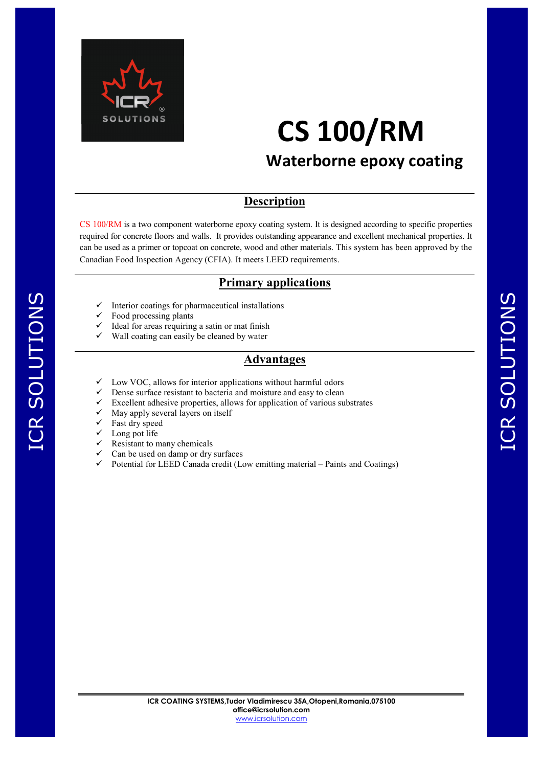# CS 100/RM

## Waterborne epoxy coating

## Description

CS 100/RM is a two component waterborne epoxy coating system. It is designed according to specific properties required for concrete floors and walls. It provides outstanding appearance and excellent mechanical properties. It can be used as a primer or topcoat on concrete, wood and other materials. This system has been approved by the Canadian Food Inspection Agency (CFIA). It meets LEED requirements.

## Primary applications

- ✓ Interior coatings for pharmaceutical installations
- ✓ Food processing plants
- ✓ Ideal for areas requiring a satin or mat finish
- ✓ Wall coating can easily be cleaned by water

## Advantages

- ✓ Low VOC, allows for interior applications without harmful odors
- ✓ Dense surface resistant to bacteria and moisture and easy to clean
- ✓ Excellent adhesive properties, allows for application of various substrates
- ✓ May apply several layers on itself
- ✓ Fast dry speed
- ✓ Long pot life
- ✓ Resistant to many chemicals
- ✓ Can be used on damp or dry surfaces
- ✓ Potential for LEED Canada credit (Low emitting material – Paints and Coatings)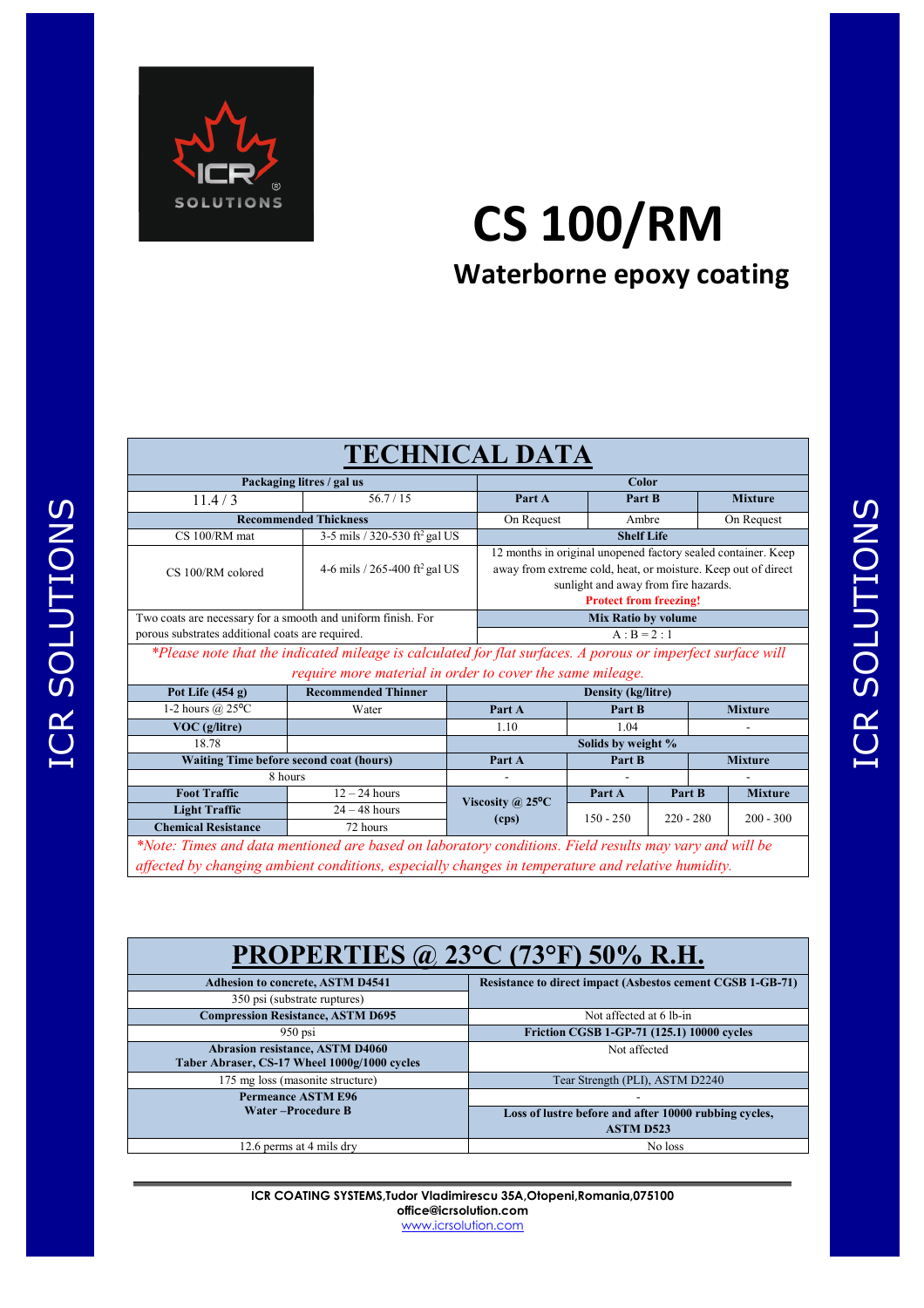# CS 100/RM

## Waterborne epoxy coating

## TECHNICAL DATA

| Packaging litres / gal us | | Color | | |
|---|---|---|---|---|
| 11.4 / 3 | 56.7 / 15 | Part A | Part B | Mixture |
| Recommended Thickness | | On Request | Ambre | On Request |
| CS 100/RM mat | 3-5 mils / 320-530 ft² gal US | Shelf Life | | |
| CS 100/RM colored | 4-6 mils / 265-400 ft² gal US | 12 months in original unopened factory sealed container. Keep away from extreme cold, heat, or moisture. Keep out of direct sunlight and away from fire hazards. **Protect from freezing!** | | |
| Two coats are necessary for a smooth and uniform finish. For porous substrates additional coats are required. | | Mix Ratio by volume | | |
| | | A : B = 2 : 1 | | |

*\*Please note that the indicated mileage is calculated for flat surfaces. A porous or imperfect surface will require more material in order to cover the same mileage.*

| Pot Life (454 g) | Recommended Thinner | Density (kg/litre) | | |
|---|---|---|---|---|
| 1-2 hours @ 25°C | Water | Part A | Part B | Mixture |
| VOC (g/litre) | | 1.10 | 1.04 | - |
| 18.78 | | Solids by weight % | | |
| Waiting Time before second coat (hours) | | Part A | Part B | Mixture |
| 8 hours | | - | - | - |
| Foot Traffic | 12 – 24 hours | Viscosity @ 25°C (cps) | Part A | Part B | Mixture |
| Light Traffic | 24 – 48 hours | | 150 - 250 | 220 - 280 | 200 - 300 |
| Chemical Resistance | 72 hours | | | | |

*\*Note: Times and data mentioned are based on laboratory conditions. Field results may vary and will be affected by changing ambient conditions, especially changes in temperature and relative humidity.*

## PROPERTIES @ 23°C (73°F) 50% R.H.

| | |
|---|---|
| **Adhesion to concrete, ASTM D4541** | **Resistance to direct impact (Asbestos cement CGSB 1-GB-71)** |
| 350 psi (substrate ruptures) | |
| **Compression Resistance, ASTM D695** | Not affected at 6 lb-in |
| 950 psi | **Friction CGSB 1-GP-71 (125.1) 10000 cycles** |
| **Abrasion resistance, ASTM D4060 Taber Abraser, CS-17 Wheel 1000g/1000 cycles** | Not affected |
| 175 mg loss (masonite structure) | Tear Strength (PLI), ASTM D2240 |
| **Permeance ASTM E96 Water –Procedure B** | - |
| | **Loss of lustre before and after 10000 rubbing cycles, ASTM D523** |
| 12.6 perms at 4 mils dry | No loss |

**ICR COATING SYSTEMS,Tudor Vladimirescu 35A,Otopeni,Romania,075100**
**office@icrsolution.com**
www.icrsolution.com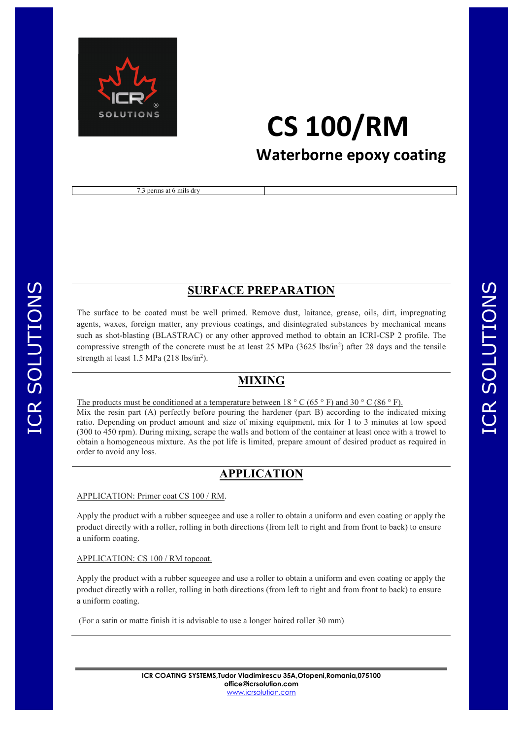# CS 100/RM

## Waterborne epoxy coating

| 7.3 perms at 6 mils dry | |
|---|---|

## SURFACE PREPARATION

The surface to be coated must be well primed. Remove dust, laitance, grease, oils, dirt, impregnating agents, waxes, foreign matter, any previous coatings, and disintegrated substances by mechanical means such as shot-blasting (BLASTRAC) or any other approved method to obtain an ICRI-CSP 2 profile. The compressive strength of the concrete must be at least 25 MPa (3625 lbs/in$^2$) after 28 days and the tensile strength at least 1.5 MPa (218 lbs/in$^2$).

## MIXING

The products must be conditioned at a temperature between 18 ° C (65 ° F) and 30 ° C (86 ° F).
Mix the resin part (A) perfectly before pouring the hardener (part B) according to the indicated mixing ratio. Depending on product amount and size of mixing equipment, mix for 1 to 3 minutes at low speed (300 to 450 rpm). During mixing, scrape the walls and bottom of the container at least once with a trowel to obtain a homogeneous mixture. As the pot life is limited, prepare amount of desired product as required in order to avoid any loss.

## APPLICATION

APPLICATION: Primer coat CS 100 / RM.

Apply the product with a rubber squeegee and use a roller to obtain a uniform and even coating or apply the product directly with a roller, rolling in both directions (from left to right and from front to back) to ensure a uniform coating.

APPLICATION: CS 100 / RM topcoat.

Apply the product with a rubber squeegee and use a roller to obtain a uniform and even coating or apply the product directly with a roller, rolling in both directions (from left to right and from front to back) to ensure a uniform coating.

(For a satin or matte finish it is advisable to use a longer haired roller 30 mm)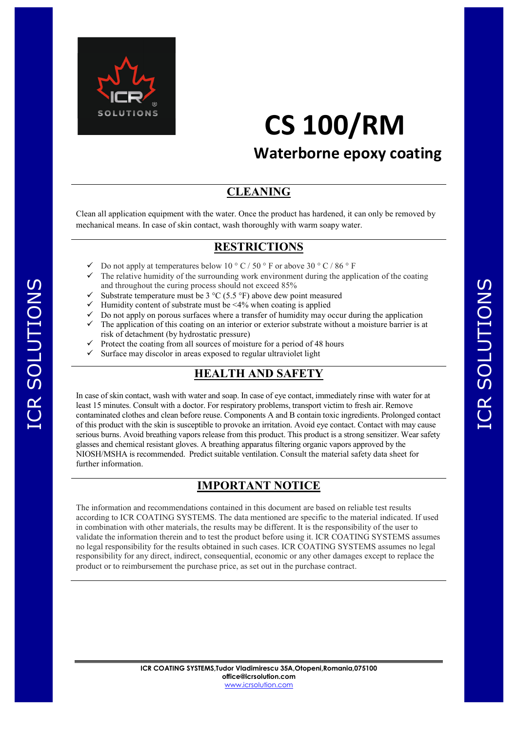# CS 100/RM

## Waterborne epoxy coating

## CLEANING

Clean all application equipment with the water. Once the product has hardened, it can only be removed by mechanical means. In case of skin contact, wash thoroughly with warm soapy water.

## RESTRICTIONS

- ✓ Do not apply at temperatures below 10 ° C / 50 ° F or above 30 ° C / 86 ° F
- ✓ The relative humidity of the surrounding work environment during the application of the coating and throughout the curing process should not exceed 85%
- ✓ Substrate temperature must be 3 °C (5.5 °F) above dew point measured
- ✓ Humidity content of substrate must be <4% when coating is applied
- ✓ Do not apply on porous surfaces where a transfer of humidity may occur during the application
- ✓ The application of this coating on an interior or exterior substrate without a moisture barrier is at risk of detachment (by hydrostatic pressure)
- ✓ Protect the coating from all sources of moisture for a period of 48 hours
- ✓ Surface may discolor in areas exposed to regular ultraviolet light

## HEALTH AND SAFETY

In case of skin contact, wash with water and soap. In case of eye contact, immediately rinse with water for at least 15 minutes. Consult with a doctor. For respiratory problems, transport victim to fresh air. Remove contaminated clothes and clean before reuse. Components A and B contain toxic ingredients. Prolonged contact of this product with the skin is susceptible to provoke an irritation. Avoid eye contact. Contact with may cause serious burns. Avoid breathing vapors release from this product. This product is a strong sensitizer. Wear safety glasses and chemical resistant gloves. A breathing apparatus filtering organic vapors approved by the NIOSH/MSHA is recommended. Predict suitable ventilation. Consult the material safety data sheet for further information.

## IMPORTANT NOTICE

The information and recommendations contained in this document are based on reliable test results according to ICR COATING SYSTEMS. The data mentioned are specific to the material indicated. If used in combination with other materials, the results may be different. It is the responsibility of the user to validate the information therein and to test the product before using it. ICR COATING SYSTEMS assumes no legal responsibility for the results obtained in such cases. ICR COATING SYSTEMS assumes no legal responsibility for any direct, indirect, consequential, economic or any other damages except to replace the product or to reimbursement the purchase price, as set out in the purchase contract.